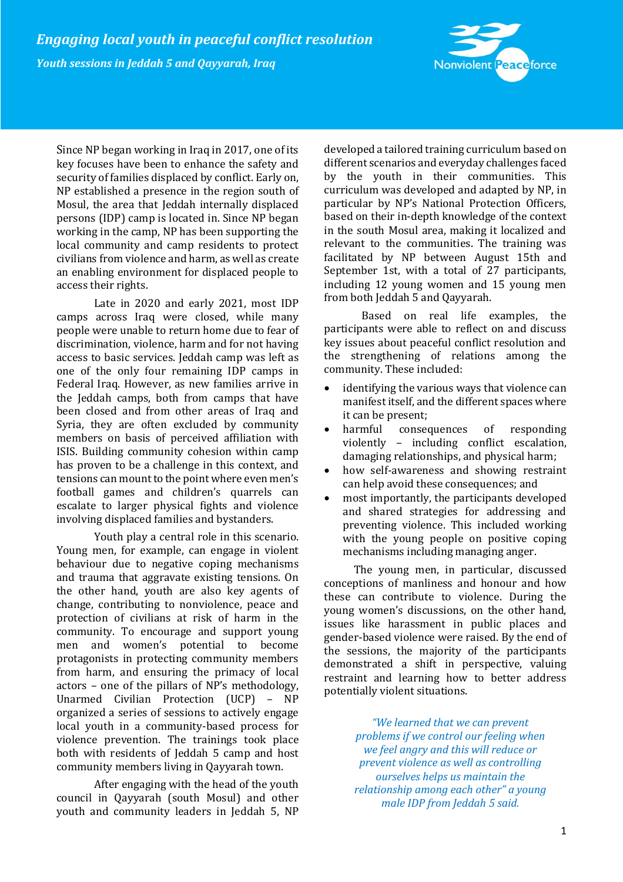# *Engaging local youth in peaceful conflict resolution*

## *Youth sessions in Jeddah 5 and Qayyarah, Iraq*

Since NP began working in Iraq in 2017, one of its key focuses have been to enhance the safety and security of families displaced by conflict. Early on, NP established a presence in the region south of Mosul, the area that Jeddah internally displaced persons (IDP) camp is located in. Since NP began working in the camp, NP has been supporting the local community and camp residents to protect civilians from violence and harm, as well as create an enabling environment for displaced people to access their rights.

Late in 2020 and early 2021, most IDP camps across Iraq were closed, while many people were unable to return home due to fear of discrimination, violence, harm and for not having access to basic services. Jeddah camp was left as one of the only four remaining IDP camps in Federal Iraq. However, as new families arrive in the Jeddah camps, both from camps that have been closed and from other areas of Iraq and Syria, they are often excluded by community members on basis of perceived affiliation with ISIS. Building community cohesion within camp has proven to be a challenge in this context, and tensions can mount to the point where even men's football games and children's quarrels can escalate to larger physical fights and violence involving displaced families and bystanders.

Youth play a central role in this scenario. Young men, for example, can engage in violent behaviour due to negative coping mechanisms and trauma that aggravate existing tensions. On the other hand, youth are also key agents of change, contributing to nonviolence, peace and protection of civilians at risk of harm in the community. To encourage and support young men and women's potential to become protagonists in protecting community members from harm, and ensuring the primacy of local actors – one of the pillars of NP's methodology, Unarmed Civilian Protection (UCP) – NP organized a series of sessions to actively engage local youth in a community-based process for violence prevention. The trainings took place both with residents of Jeddah 5 camp and host community members living in Qayyarah town.

After engaging with the head of the youth council in Qayyarah (south Mosul) and other youth and community leaders in Jeddah 5, NP developed a tailored training curriculum based on different scenarios and everyday challenges faced by the youth in their communities. This curriculum was developed and adapted by NP, in particular by NP's National Protection Officers, based on their in-depth knowledge of the context in the south Mosul area, making it localized and relevant to the communities. The training was facilitated by NP between August 15th and September 1st, with a total of 27 participants, including 12 young women and 15 young men from both Jeddah 5 and Qayyarah.

Based on real life examples, the participants were able to reflect on and discuss key issues about peaceful conflict resolution and the strengthening of relations among the community. These included:

- identifying the various ways that violence can manifest itself, and the different spaces where it can be present;
- harmful consequences of responding violently – including conflict escalation, damaging relationships, and physical harm;
- how self-awareness and showing restraint can help avoid these consequences; and
- most importantly, the participants developed and shared strategies for addressing and preventing violence. This included working with the young people on positive coping mechanisms including managing anger.

The young men, in particular, discussed conceptions of manliness and honour and how these can contribute to violence. During the young women's discussions, on the other hand, issues like harassment in public places and gender-based violence were raised. By the end of the sessions, the majority of the participants demonstrated a shift in perspective, valuing restraint and learning how to better address potentially violent situations.

> *"We learned that we can prevent problems if we control our feeling when we feel angry and this will reduce or prevent violence as well as controlling ourselves helps us maintain the relationship among each other" a young male IDP from Jeddah 5 said.*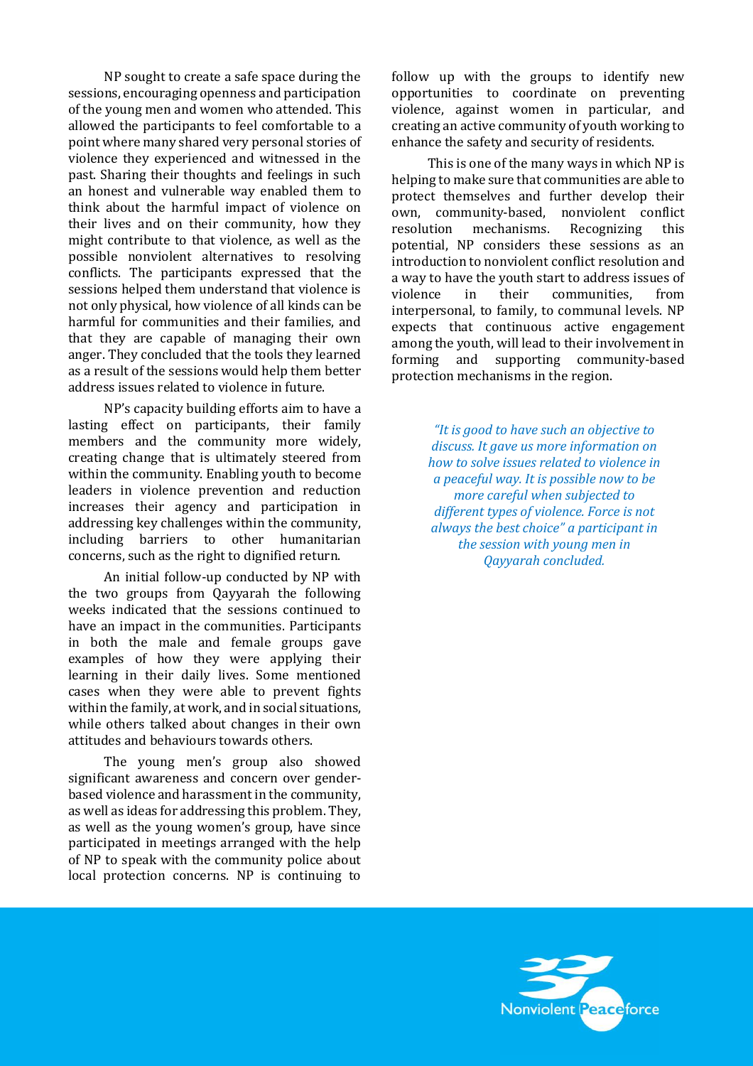NP sought to create a safe space during the sessions, encouraging openness and participation of the young men and women who attended. This allowed the participants to feel comfortable to a point where many shared very personal stories of violence they experienced and witnessed in the past. Sharing their thoughts and feelings in such an honest and vulnerable way enabled them to think about the harmful impact of violence on their lives and on their community, how they might contribute to that violence, as well as the possible nonviolent alternatives to resolving conflicts. The participants expressed that the sessions helped them understand that violence is not only physical, how violence of all kinds can be harmful for communities and their families, and that they are capable of managing their own anger. They concluded that the tools they learned as a result of the sessions would help them better address issues related to violence in future.

NP's capacity building efforts aim to have a lasting effect on participants, their family members and the community more widely, creating change that is ultimately steered from within the community. Enabling youth to become leaders in violence prevention and reduction increases their agency and participation in addressing key challenges within the community, including barriers to other humanitarian concerns, such as the right to dignified return.

An initial follow-up conducted by NP with the two groups from Qayyarah the following weeks indicated that the sessions continued to have an impact in the communities. Participants in both the male and female groups gave examples of how they were applying their learning in their daily lives. Some mentioned cases when they were able to prevent fights within the family, at work, and in social situations, while others talked about changes in their own attitudes and behaviours towards others.

The young men's group also showed significant awareness and concern over gender-based violence and harassment in the community, as well as ideas for addressing this problem. They, as well as the young women's group, have since participated in meetings arranged with the help of NP to speak with the community police about local protection concerns. NP is continuing to follow up with the groups to identify new opportunities to coordinate on preventing violence, against women in particular, and creating an active community of youth working to enhance the safety and security of residents.

This is one of the many ways in which NP is helping to make sure that communities are able to protect themselves and further develop their own, community-based, nonviolent conflict resolution mechanisms. Recognizing this potential, NP considers these sessions as an introduction to nonviolent conflict resolution and a way to have the youth start to address issues of violence in their communities, from interpersonal, to family, to communal levels. NP expects that continuous active engagement among the youth, will lead to their involvement in forming and supporting community-based protection mechanisms in the region.

*"It is good to have such an objective to discuss. It gave us more information on how to solve issues related to violence in a peaceful way. It is possible now to be more careful when subjected to different types of violence. Force is not always the best choice" a participant in the session with young men in Qayyarah concluded.*

Nonviolent Peaceforce